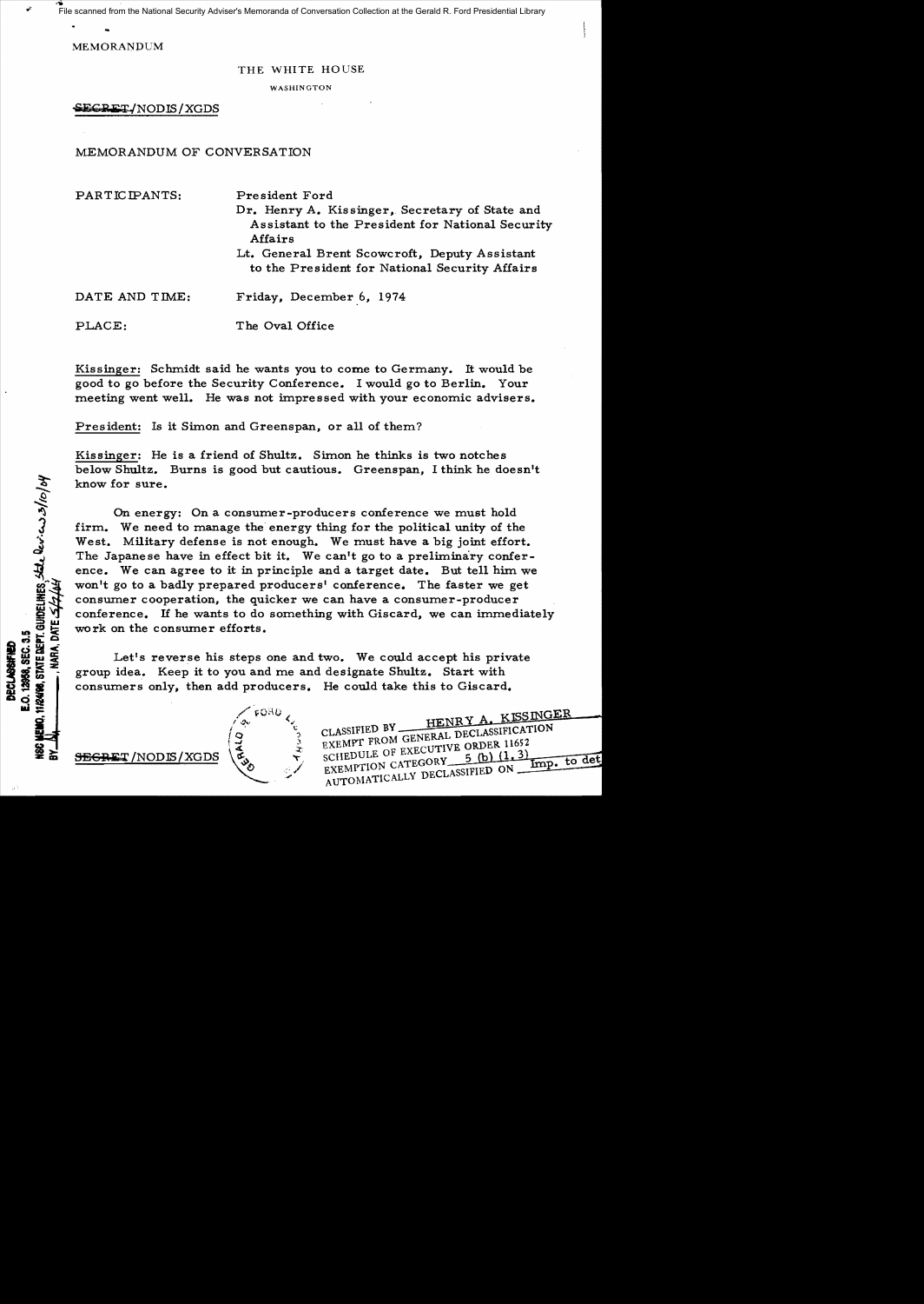File scanned from the National Security Adviser's Memoranda of Conversation Collection at the Gerald R. Ford Presidential Library

MEMORANDUM

THE WHITE HOUSE

WASHINGTON

~~SECRET~~/NODIS/XGDS

MEMORANDUM OF CONVERSATION

PARTICIPANTS: President Ford

Dr. Henry A. Kissinger, Secretary of State and Assistant to the President for National Security Affairs

Lt. General Brent Scowcroft, Deputy Assistant to the President for National Security Affairs

DATE AND TIME: Friday, December 6, 1974

PLACE: The Oval Office

Kissinger: Schmidt said he wants you to come to Germany. It would be good to go before the Security Conference. I would go to Berlin. Your meeting went well. He was not impressed with your economic advisers.

President: Is it Simon and Greenspan, or all of them?

Kissinger: He is a friend of Shultz. Simon he thinks is two notches below Shultz. Burns is good but cautious. Greenspan, I think he doesn't know for sure.

On energy: On a consumer-producers conference we must hold firm. We need to manage the energy thing for the political unity of the West. Military defense is not enough. We must have a big joint effort. The Japanese have in effect bit it. We can't go to a preliminary conference. We can agree to it in principle and a target date. But tell him we won't go to a badly prepared producers' conference. The faster we get consumer cooperation, the quicker we can have a consumer-producer conference. If he wants to do something with Giscard, we can immediately work on the consumer efforts.

Let's reverse his steps one and two. We could accept his private group idea. Keep it to you and me and designate Shultz. Start with consumers only, then add producers. He could take this to Giscard.

DECLASSIFIED
E.O. 12958, SEC. 3.5
NSC MEMO, 11/24/98, STATE DEPT. GUIDELINES State Review 3/10/04
BY ___, NARA, DATE 5/4/04

~~SECRET~~/NODIS/XGDS

CLASSIFIED BY HENRY A. KISSINGER
EXEMPT FROM GENERAL DECLASSIFICATION
SCHEDULE OF EXECUTIVE ORDER 11652
EXEMPTION CATEGORY 5 (b) (1, 3)
AUTOMATICALLY DECLASSIFIED ON Imp. to det.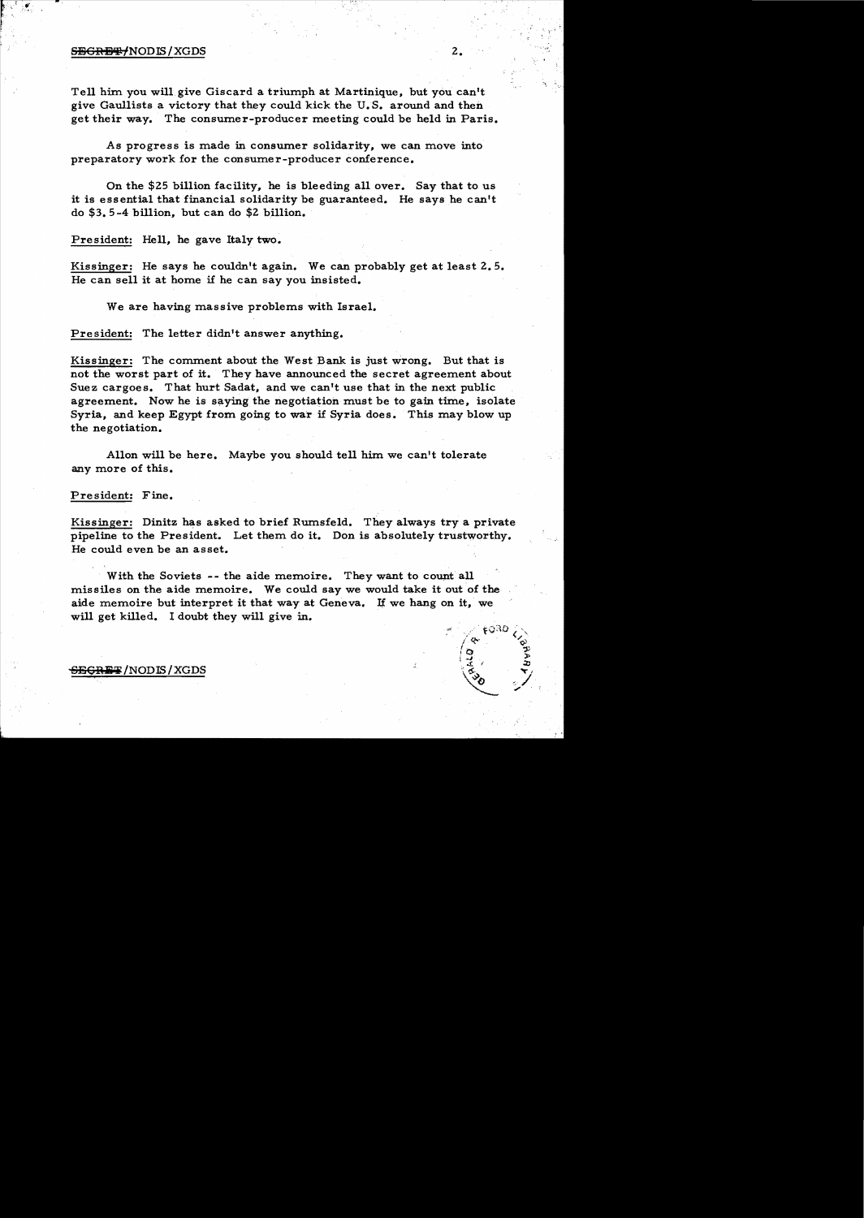Tell him you will give Giscard a triumph at Martinique, but you can't give Gaullists a victory that they could kick the U.S. around and then get their way. The consumer-producer meeting could be held in Paris.

As progress is made in consumer solidarity, we can move into preparatory work for the consumer-producer conference.

On the $25 billion facility, he is bleeding all over. Say that to us it is essential that financial solidarity be guaranteed. He says he can't do $3.5-4 billion, but can do $2 billion.

President: Hell, he gave Italy two.

Kissinger: He says he couldn't again. We can probably get at least 2.5. He can sell it at home if he can say you insisted.

We are having massive problems with Israel.

President: The letter didn't answer anything.

Kissinger: The comment about the West Bank is just wrong. But that is not the worst part of it. They have announced the secret agreement about Suez cargoes. That hurt Sadat, and we can't use that in the next public agreement. Now he is saying the negotiation must be to gain time, isolate Syria, and keep Egypt from going to war if Syria does. This may blow up the negotiation.

Allon will be here. Maybe you should tell him we can't tolerate any more of this.

President: Fine.

Kissinger: Dinitz has asked to brief Rumsfeld. They always try a private pipeline to the President. Let them do it. Don is absolutely trustworthy. He could even be an asset.

With the Soviets -- the aide memoire. They want to count all missiles on the aide memoire. We could say we would take it out of the aide memoire but interpret it that way at Geneva. If we hang on it, we will get killed. I doubt they will give in.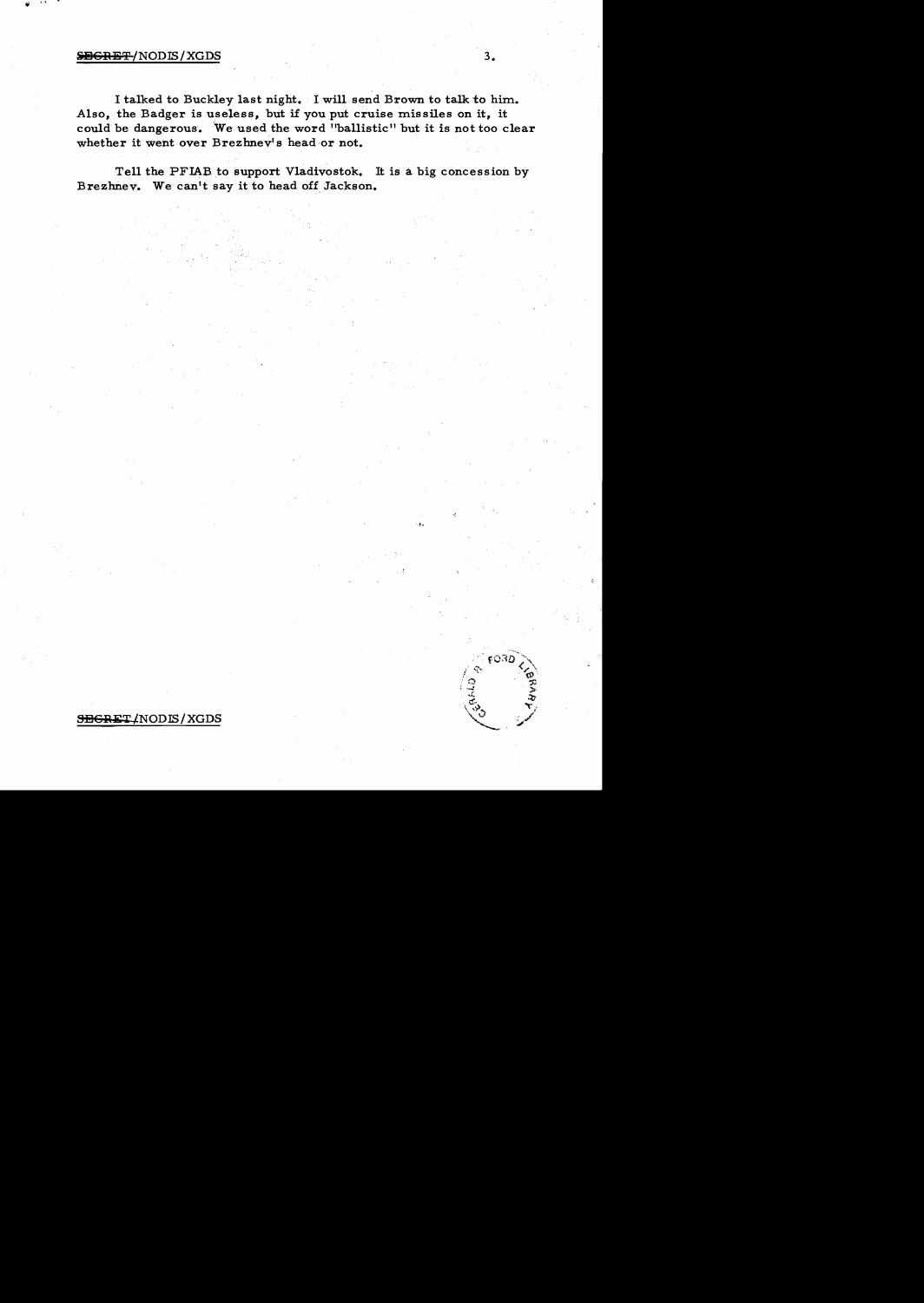I talked to Buckley last night. I will send Brown to talk to him. Also, the Badger is useless, but if you put cruise missiles on it, it could be dangerous. We used the word "ballistic" but it is not too clear whether it went over Brezhnev's head or not.

Tell the PFIAB to support Vladivostok. It is a big concession by Brezhnev. We can't say it to head off Jackson.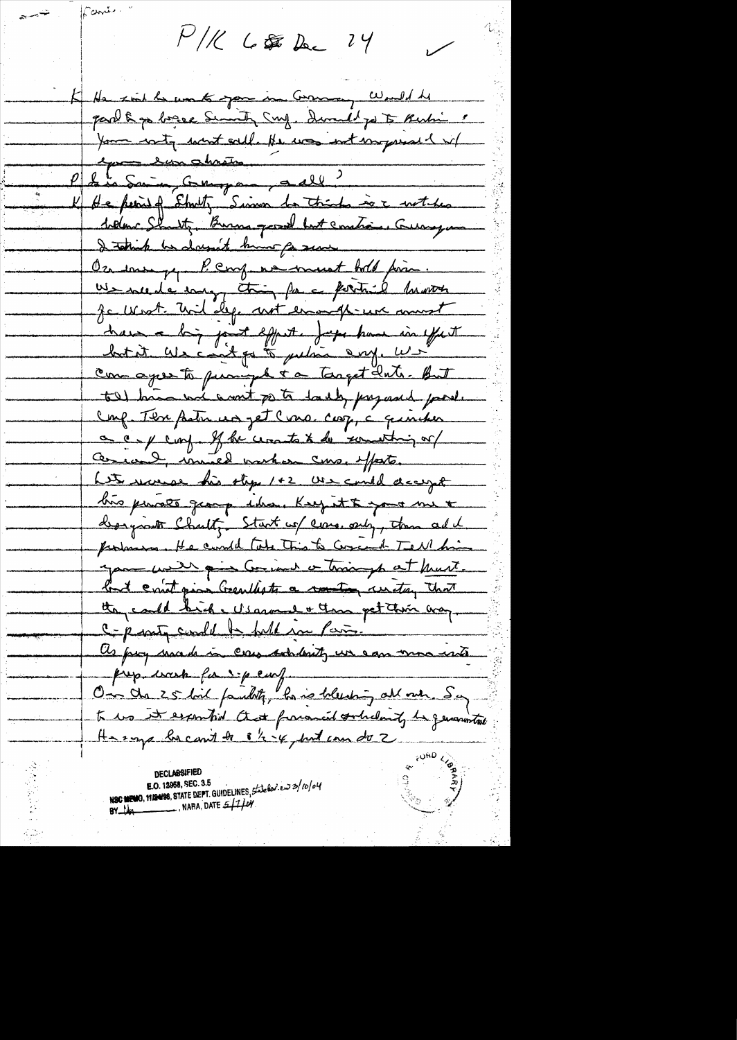P/K 6 Dec 74

K He said he wants you in Germany. Would he [?] go [?] Security Conf. [?] to Berlin? [?] what [?]. He was not impressed w/ [?] [?].

P [?] Germany, [?]

K He [?] of Schultz, Simon he thinks is a [?] [?] Schultz. Burns good but [?] Germany [?] I think he doesn't know [?] [?]

On [?] P. Conf. we must hold firm. We need [?] thing [?] a [?] [?] [?] West. [?] not enough. We must have a big [?] effort. [?] have in effect [?] it. We can't go to [?] any. We can agree to [?] + a target date. But tell him we want to [?] prepared [?] Conf. Then [?] we get [?] conf, a [?] a c-p conf. If he wants to do something w/ [?], [?] [?] [?]. [?] his steps 1+2. We could accept his private group idea. Keep it to you + me + [?] Schultz. Start w/ [?] only, then add [?]. He could take this to [?]. Tell him [?] [?] at [?]. But [?] [?] a [?] [?] that they could [?] us around + then [?] them away. C-p [?] could be held in Paris. [?] [?] [?] [?] we can move into prep. [?] for c-p conf.

On the 25 bil facility, he is [?] [?]. Say to us it essential that financial [?] be [?]. He says he can't do $8\frac{1}{2}$-4, but can do 2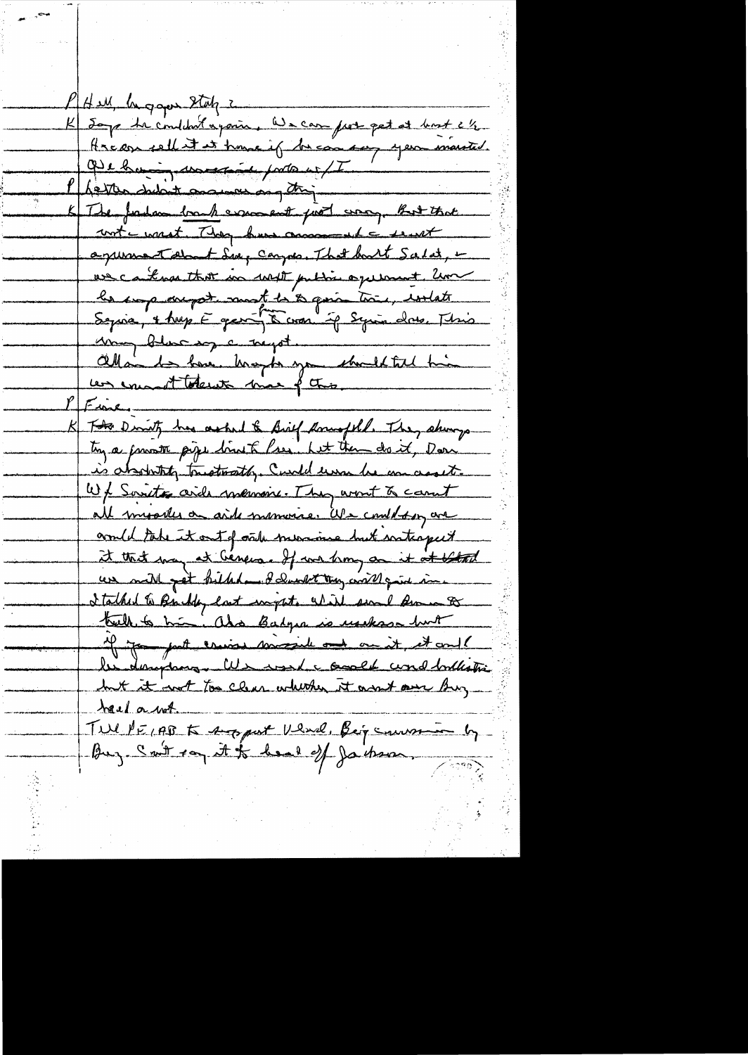P Hell, how goes Italy?

K Says he couldn't again. We can just get at best 2 ½. He can sell it at home if he can say you insisted. We're having unusual problems w/ I.

P Letter didn't answer anything

K The Jordan ... comment just wrong. But that isn't worst. They have answered a smart argument about Sinai, Congress. That hurt Sadat, & we can't use that in next public argument. Now he says compact must be a 2 part thing, isolate Syria, & keep E going even if Syria does. This may blow up a [?].

Allon to here. Maybe you should tell him we cannot tolerate more of this.

P Fine.

K Tom Dinitz has asked to brief Rumsfeld. They always try a private pipeline to Rsm. Let them do it, Don is absolutely trustworthy. Could even be an asset.

W/ Soviets aide memoire. They want to count all missiles on aide memoire. We could say we would take it out of aide memoire but interpret it that way at Geneva. If we hang on it at Vlad we will get killed. I doubt they will give in. I talked to Buckley last night. Will send Brown to talk to him. Also Badger is useless but if you put cruise missile out on it, it could be dangerous. We need a good cruise ballistic but it not too clear whether it went over Brez head or not.

Tell PFIAB to support Vlad. Big commission by Brez. Can't say it to head of Jackson.